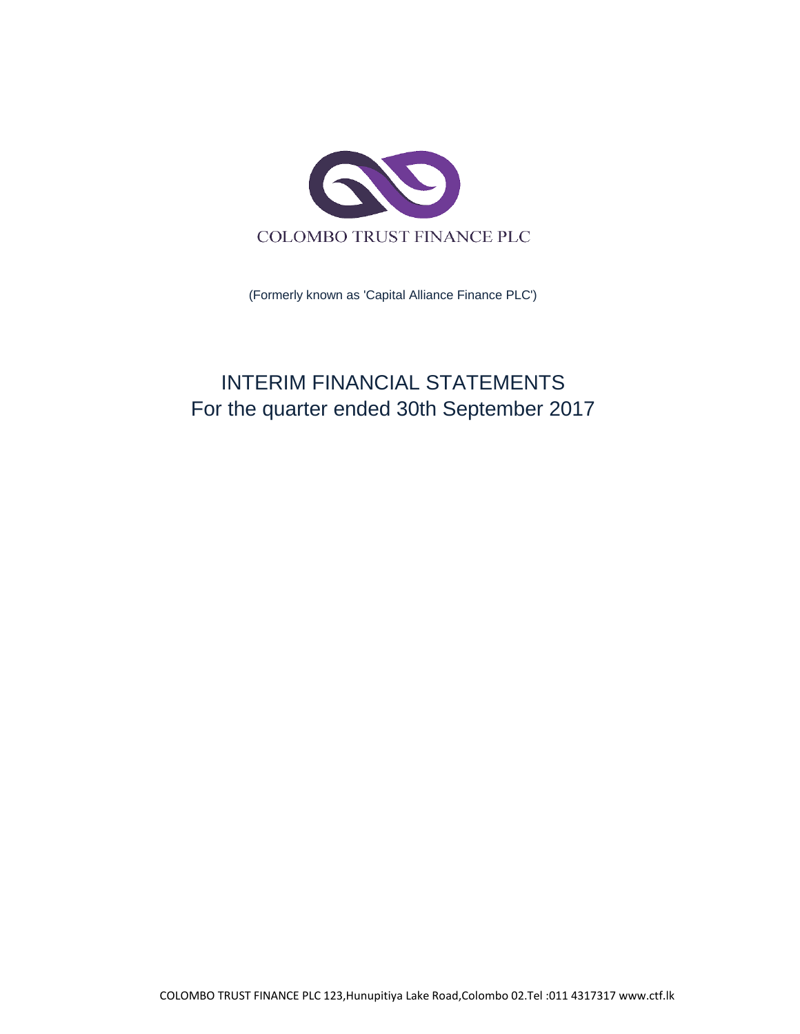COLOMBO TRUST FINANCE PLC

(Formerly known as 'Capital Alliance Finance PLC')

# INTERIM FINANCIAL STATEMENTS
## For the quarter ended 30th September 2017

COLOMBO TRUST FINANCE PLC 123,Hunupitiya Lake Road,Colombo 02.Tel :011 4317317 www.ctf.lk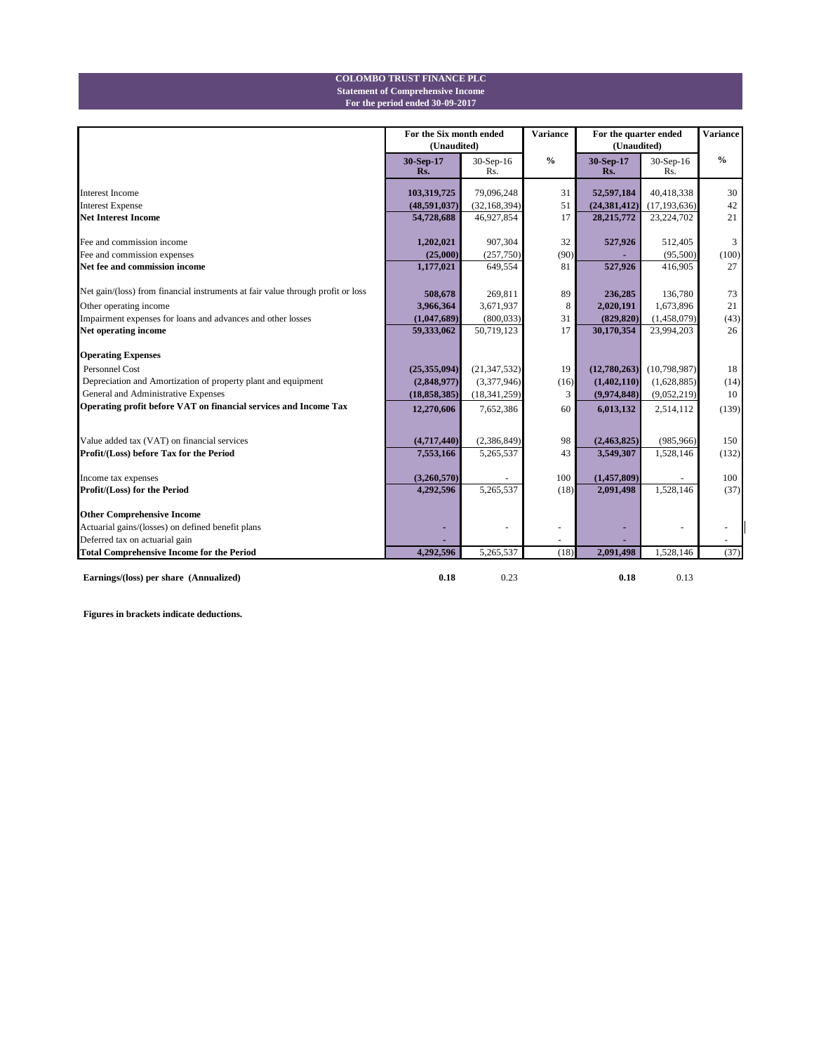**COLOMBO TRUST FINANCE PLC**
**Statement of Comprehensive Income**
**For the period ended 30-09-2017**

| | For the Six month ended (Unaudited) | | Variance | For the quarter ended (Unaudited) | | Variance |
|---|---|---|---|---|---|---|
| | **30-Sep-17 Rs.** | 30-Sep-16 Rs. | **%** | **30-Sep-17 Rs.** | 30-Sep-16 Rs. | **%** |
| Interest Income | **103,319,725** | 79,096,248 | 31 | **52,597,184** | 40,418,338 | 30 |
| Interest Expense | **(48,591,037)** | (32,168,394) | 51 | **(24,381,412)** | (17,193,636) | 42 |
| **Net Interest Income** | **54,728,688** | 46,927,854 | 17 | **28,215,772** | 23,224,702 | 21 |
| Fee and commission income | **1,202,021** | 907,304 | 32 | **527,926** | 512,405 | 3 |
| Fee and commission expenses | **(25,000)** | (257,750) | (90) | **-** | (95,500) | (100) |
| **Net fee and commission income** | **1,177,021** | 649,554 | 81 | **527,926** | 416,905 | 27 |
| Net gain/(loss) from financial instruments at fair value through profit or loss | **508,678** | 269,811 | 89 | **236,285** | 136,780 | 73 |
| Other operating income | **3,966,364** | 3,671,937 | 8 | **2,020,191** | 1,673,896 | 21 |
| Impairment expenses for loans and advances and other losses | **(1,047,689)** | (800,033) | 31 | **(829,820)** | (1,458,079) | (43) |
| **Net operating income** | **59,333,062** | 50,719,123 | 17 | **30,170,354** | 23,994,203 | 26 |
| **Operating Expenses** | | | | | | |
| Personnel Cost | **(25,355,094)** | (21,347,532) | 19 | **(12,780,263)** | (10,798,987) | 18 |
| Depreciation and Amortization of property plant and equipment | **(2,848,977)** | (3,377,946) | (16) | **(1,402,110)** | (1,628,885) | (14) |
| General and Administrative Expenses | **(18,858,385)** | (18,341,259) | 3 | **(9,974,848)** | (9,052,219) | 10 |
| **Operating profit before VAT on financial services and Income Tax** | **12,270,606** | 7,652,386 | 60 | **6,013,132** | 2,514,112 | (139) |
| Value added tax (VAT) on financial services | **(4,717,440)** | (2,386,849) | 98 | **(2,463,825)** | (985,966) | 150 |
| **Profit/(Loss) before Tax for the Period** | **7,553,166** | 5,265,537 | 43 | **3,549,307** | 1,528,146 | (132) |
| Income tax expenses | **(3,260,570)** | - | 100 | **(1,457,809)** | - | 100 |
| **Profit/(Loss) for the Period** | **4,292,596** | 5,265,537 | (18) | **2,091,498** | 1,528,146 | (37) |
| **Other Comprehensive Income** | | | | | | |
| Actuarial gains/(losses) on defined benefit plans | **-** | - | - | **-** | - | - |
| Deferred tax on actuarial gain | **-** | | - | **-** | | - |
| **Total Comprehensive Income for the Period** | **4,292,596** | 5,265,537 | (18) | **2,091,498** | 1,528,146 | (37) |
| **Earnings/(loss) per share (Annualized)** | **0.18** | 0.23 | | **0.18** | 0.13 | |

**Figures in brackets indicate deductions.**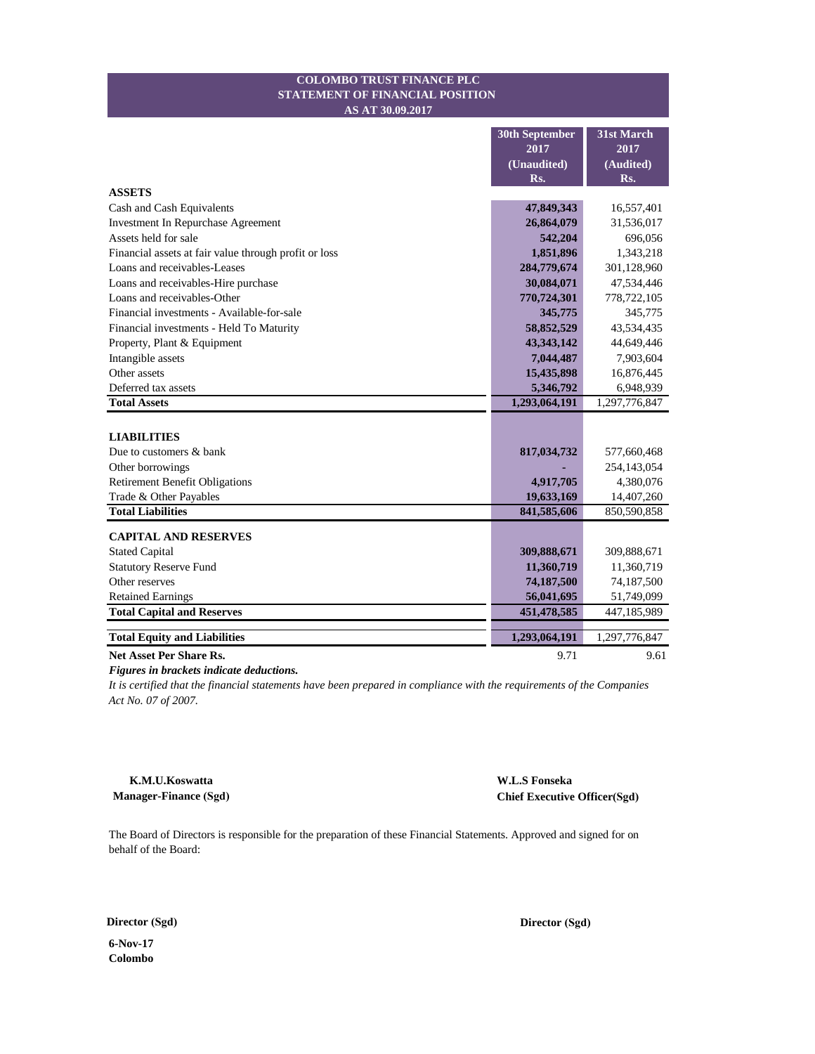# COLOMBO TRUST FINANCE PLC
## STATEMENT OF FINANCIAL POSITION
### AS AT 30.09.2017

| | 30th September 2017 (Unaudited) Rs. | 31st March 2017 (Audited) Rs. |
|---|---|---|
| **ASSETS** | | |
| Cash and Cash Equivalents | **47,849,343** | 16,557,401 |
| Investment In Repurchase Agreement | **26,864,079** | 31,536,017 |
| Assets held for sale | **542,204** | 696,056 |
| Financial assets at fair value through profit or loss | **1,851,896** | 1,343,218 |
| Loans and receivables-Leases | **284,779,674** | 301,128,960 |
| Loans and receivables-Hire purchase | **30,084,071** | 47,534,446 |
| Loans and receivables-Other | **770,724,301** | 778,722,105 |
| Financial investments - Available-for-sale | **345,775** | 345,775 |
| Financial investments - Held To Maturity | **58,852,529** | 43,534,435 |
| Property, Plant & Equipment | **43,343,142** | 44,649,446 |
| Intangible assets | **7,044,487** | 7,903,604 |
| Other assets | **15,435,898** | 16,876,445 |
| Deferred tax assets | **5,346,792** | 6,948,939 |
| **Total Assets** | **1,293,064,191** | 1,297,776,847 |
| | | |
| **LIABILITIES** | | |
| Due to customers & bank | **817,034,732** | 577,660,468 |
| Other borrowings | **-** | 254,143,054 |
| Retirement Benefit Obligations | **4,917,705** | 4,380,076 |
| Trade & Other Payables | **19,633,169** | 14,407,260 |
| **Total Liabilities** | **841,585,606** | 850,590,858 |
| | | |
| **CAPITAL AND RESERVES** | | |
| Stated Capital | **309,888,671** | 309,888,671 |
| Statutory Reserve Fund | **11,360,719** | 11,360,719 |
| Other reserves | **74,187,500** | 74,187,500 |
| Retained Earnings | **56,041,695** | 51,749,099 |
| **Total Capital and Reserves** | **451,478,585** | 447,185,989 |
| | | |
| **Total Equity and Liabilities** | **1,293,064,191** | 1,297,776,847 |
| **Net Asset Per Share Rs.** | 9.71 | 9.61 |

***Figures in brackets indicate deductions.***

*It is certified that the financial statements have been prepared in compliance with the requirements of the Companies Act No. 07 of 2007.*

**K.M.U.Koswatta**
**Manager-Finance (Sgd)**

**W.L.S Fonseka**
**Chief Executive Officer(Sgd)**

The Board of Directors is responsible for the preparation of these Financial Statements. Approved and signed for on behalf of the Board:

**Director (Sgd)**

**Director (Sgd)**

**6-Nov-17**
**Colombo**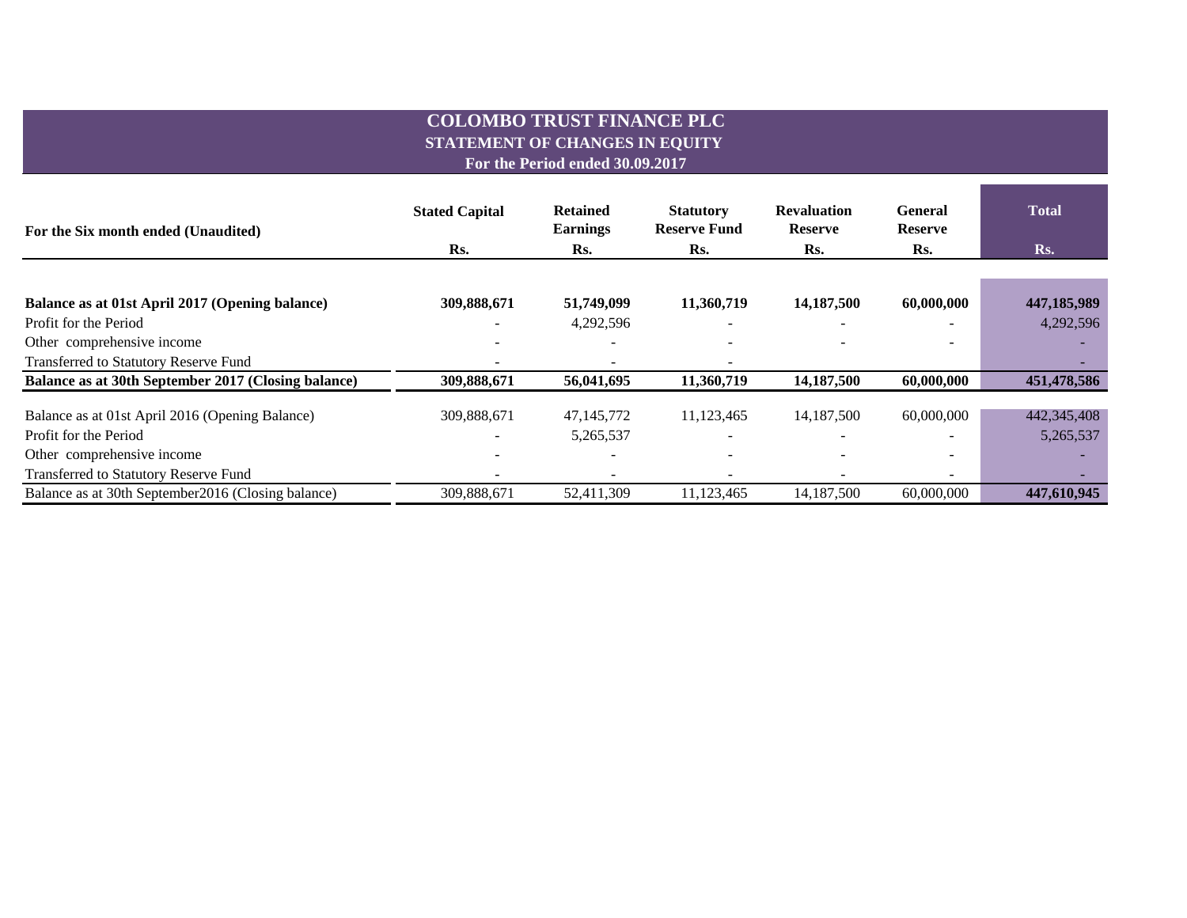# COLOMBO TRUST FINANCE PLC

## STATEMENT OF CHANGES IN EQUITY

### For the Period ended 30.09.2017

| For the Six month ended (Unaudited) | Stated Capital | Retained Earnings | Statutory Reserve Fund | Revaluation Reserve | General Reserve | Total |
|---|---|---|---|---|---|---|
| | Rs. | Rs. | Rs. | Rs. | Rs. | Rs. |
| **Balance as at 01st April 2017 (Opening balance)** | **309,888,671** | **51,749,099** | **11,360,719** | **14,187,500** | **60,000,000** | **447,185,989** |
| Profit for the Period | - | 4,292,596 | - | - | - | 4,292,596 |
| Other comprehensive income | - | - | - | - | - | - |
| Transferred to Statutory Reserve Fund | - | - | - | | | - |
| **Balance as at 30th September 2017 (Closing balance)** | **309,888,671** | **56,041,695** | **11,360,719** | **14,187,500** | **60,000,000** | **451,478,586** |
| Balance as at 01st April 2016 (Opening Balance) | 309,888,671 | 47,145,772 | 11,123,465 | 14,187,500 | 60,000,000 | 442,345,408 |
| Profit for the Period | - | 5,265,537 | - | - | - | 5,265,537 |
| Other comprehensive income | - | - | - | - | - | - |
| Transferred to Statutory Reserve Fund | - | - | - | - | - | - |
| Balance as at 30th September2016 (Closing balance) | 309,888,671 | 52,411,309 | 11,123,465 | 14,187,500 | 60,000,000 | **447,610,945** |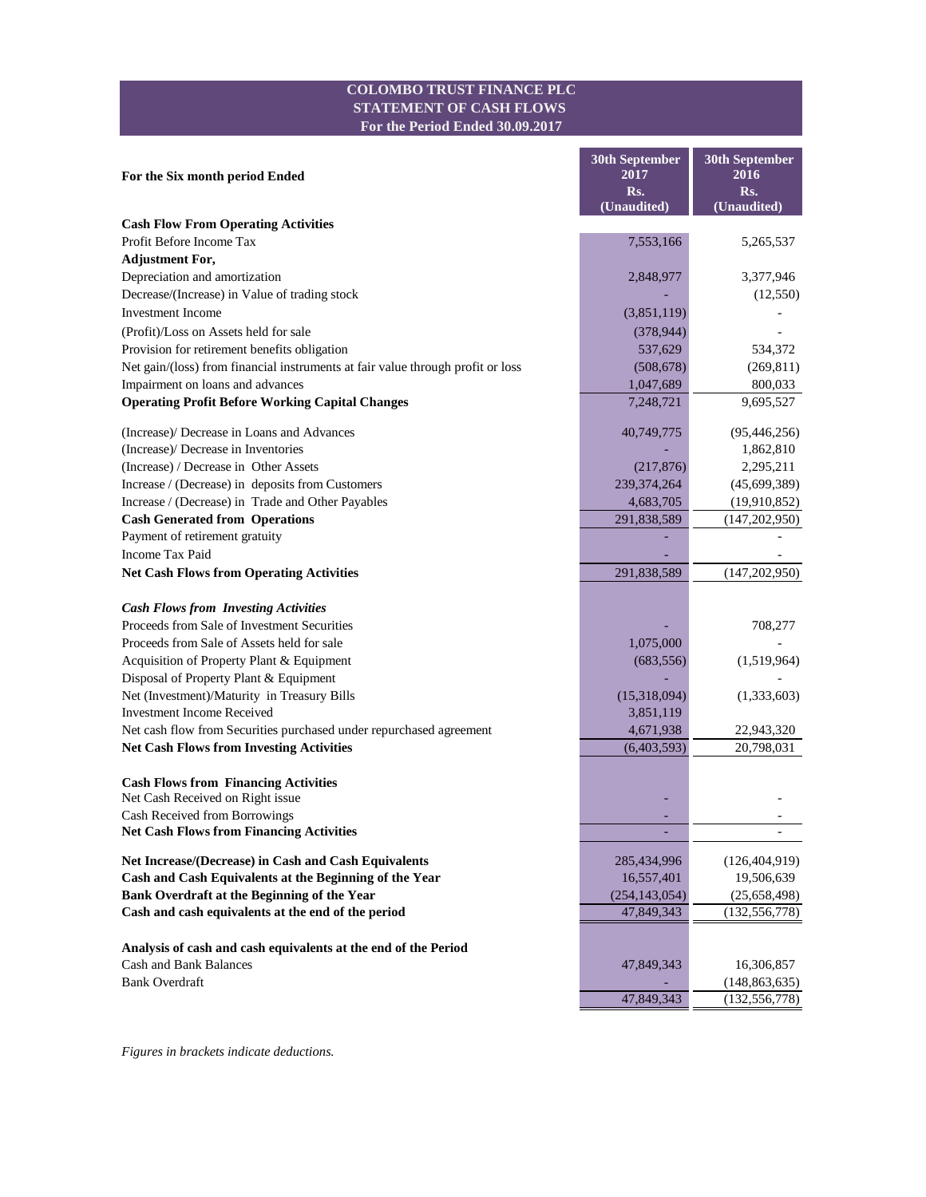# COLOMBO TRUST FINANCE PLC
## STATEMENT OF CASH FLOWS
### For the Period Ended 30.09.2017

| For the Six month period Ended | 30th September 2017 Rs. (Unaudited) | 30th September 2016 Rs. (Unaudited) |
|---|---|---|
| **Cash Flow From Operating Activities** | | |
| Profit Before Income Tax | 7,553,166 | 5,265,537 |
| **Adjustment For,** | | |
| Depreciation and amortization | 2,848,977 | 3,377,946 |
| Decrease/(Increase) in Value of trading stock | - | (12,550) |
| Investment Income | (3,851,119) | - |
| (Profit)/Loss on Assets held for sale | (378,944) | - |
| Provision for retirement benefits obligation | 537,629 | 534,372 |
| Net gain/(loss) from financial instruments at fair value through profit or loss | (508,678) | (269,811) |
| Impairment on loans and advances | 1,047,689 | 800,033 |
| **Operating Profit Before Working Capital Changes** | 7,248,721 | 9,695,527 |
| (Increase)/ Decrease in Loans and Advances | 40,749,775 | (95,446,256) |
| (Increase)/ Decrease in Inventories | - | 1,862,810 |
| (Increase) / Decrease in Other Assets | (217,876) | 2,295,211 |
| Increase / (Decrease) in deposits from Customers | 239,374,264 | (45,699,389) |
| Increase / (Decrease) in Trade and Other Payables | 4,683,705 | (19,910,852) |
| **Cash Generated from Operations** | 291,838,589 | (147,202,950) |
| Payment of retirement gratuity | - | - |
| Income Tax Paid | - | - |
| **Net Cash Flows from Operating Activities** | 291,838,589 | (147,202,950) |
| ***Cash Flows from Investing Activities*** | | |
| Proceeds from Sale of Investment Securities | - | 708,277 |
| Proceeds from Sale of Assets held for sale | 1,075,000 | - |
| Acquisition of Property Plant & Equipment | (683,556) | (1,519,964) |
| Disposal of Property Plant & Equipment | - | - |
| Net (Investment)/Maturity in Treasury Bills | (15,318,094) | (1,333,603) |
| Investment Income Received | 3,851,119 | |
| Net cash flow from Securities purchased under repurchased agreement | 4,671,938 | 22,943,320 |
| **Net Cash Flows from Investing Activities** | (6,403,593) | 20,798,031 |
| **Cash Flows from Financing Activities** | | |
| Net Cash Received on Right issue | - | - |
| Cash Received from Borrowings | - | - |
| **Net Cash Flows from Financing Activities** | - | - |
| **Net Increase/(Decrease) in Cash and Cash Equivalents** | 285,434,996 | (126,404,919) |
| **Cash and Cash Equivalents at the Beginning of the Year** | 16,557,401 | 19,506,639 |
| **Bank Overdraft at the Beginning of the Year** | (254,143,054) | (25,658,498) |
| **Cash and cash equivalents at the end of the period** | 47,849,343 | (132,556,778) |
| **Analysis of cash and cash equivalents at the end of the Period** | | |
| Cash and Bank Balances | 47,849,343 | 16,306,857 |
| Bank Overdraft | - | (148,863,635) |
| | 47,849,343 | (132,556,778) |

*Figures in brackets indicate deductions.*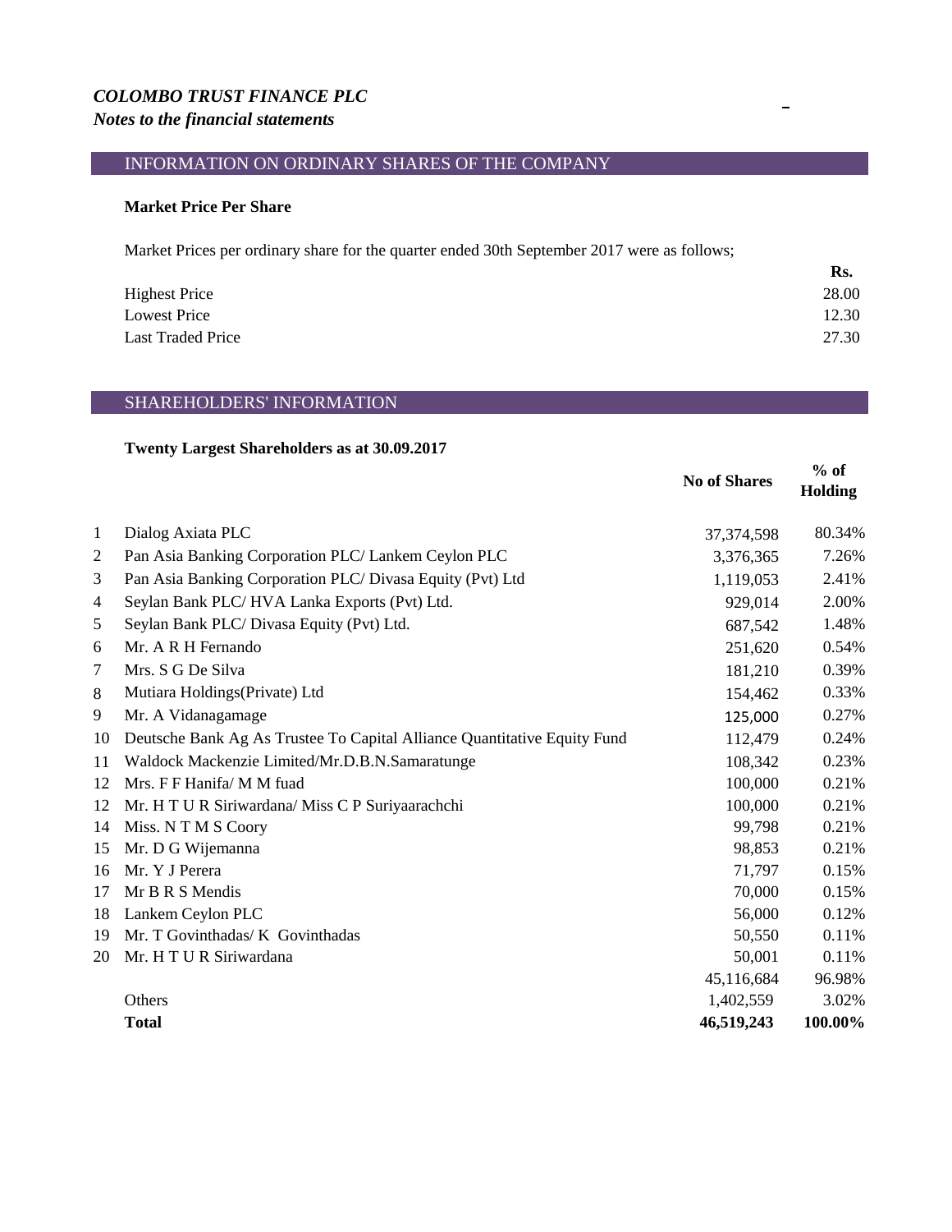*COLOMBO TRUST FINANCE PLC*
*Notes to the financial statements*

## INFORMATION ON ORDINARY SHARES OF THE COMPANY

**Market Price Per Share**

Market Prices per ordinary share for the quarter ended 30th September 2017 were as follows;

| | Rs. |
|---|---|
| Highest Price | 28.00 |
| Lowest Price | 12.30 |
| Last Traded Price | 27.30 |

## SHAREHOLDERS' INFORMATION

**Twenty Largest Shareholders as at 30.09.2017**

| | | No of Shares | % of Holding |
|---|---|---|---|
| 1 | Dialog Axiata PLC | 37,374,598 | 80.34% |
| 2 | Pan Asia Banking Corporation PLC/ Lankem Ceylon PLC | 3,376,365 | 7.26% |
| 3 | Pan Asia Banking Corporation PLC/ Divasa Equity (Pvt) Ltd | 1,119,053 | 2.41% |
| 4 | Seylan Bank PLC/ HVA Lanka Exports (Pvt) Ltd. | 929,014 | 2.00% |
| 5 | Seylan Bank PLC/ Divasa Equity (Pvt) Ltd. | 687,542 | 1.48% |
| 6 | Mr. A R H Fernando | 251,620 | 0.54% |
| 7 | Mrs. S G De Silva | 181,210 | 0.39% |
| 8 | Mutiara Holdings(Private) Ltd | 154,462 | 0.33% |
| 9 | Mr. A Vidanagamage | 125,000 | 0.27% |
| 10 | Deutsche Bank Ag As Trustee To Capital Alliance Quantitative Equity Fund | 112,479 | 0.24% |
| 11 | Waldock Mackenzie Limited/Mr.D.B.N.Samaratunge | 108,342 | 0.23% |
| 12 | Mrs. F F Hanifa/ M M fuad | 100,000 | 0.21% |
| 12 | Mr. H T U R Siriwardana/ Miss C P Suriyaarachchi | 100,000 | 0.21% |
| 14 | Miss. N T M S Coory | 99,798 | 0.21% |
| 15 | Mr. D G Wijemanna | 98,853 | 0.21% |
| 16 | Mr. Y J Perera | 71,797 | 0.15% |
| 17 | Mr B R S Mendis | 70,000 | 0.15% |
| 18 | Lankem Ceylon PLC | 56,000 | 0.12% |
| 19 | Mr. T Govinthadas/ K Govinthadas | 50,550 | 0.11% |
| 20 | Mr. H T U R Siriwardana | 50,001 | 0.11% |
| | | 45,116,684 | 96.98% |
| | Others | 1,402,559 | 3.02% |
| | **Total** | **46,519,243** | **100.00%** |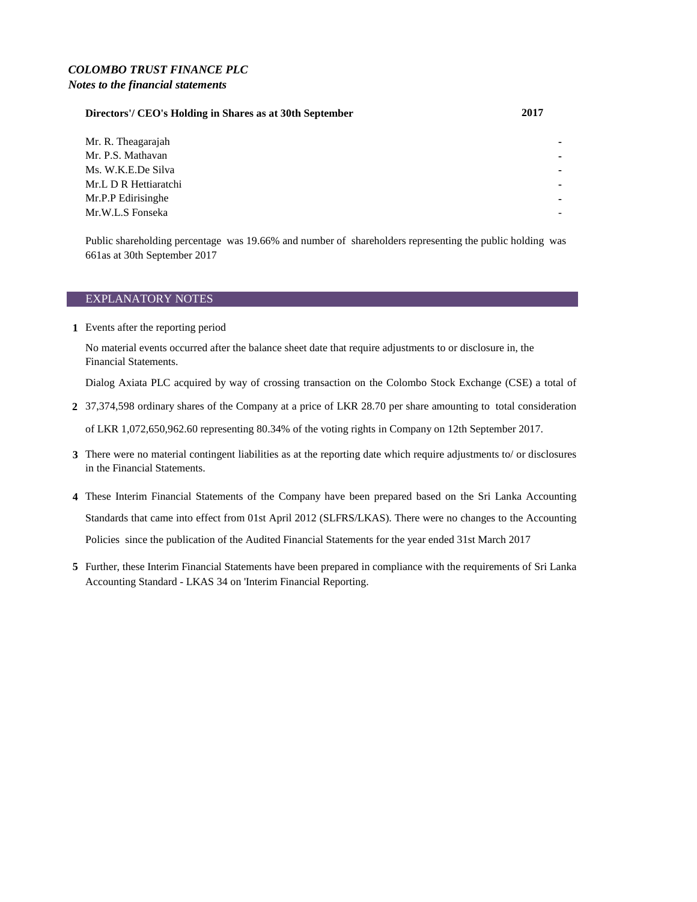***COLOMBO TRUST FINANCE PLC***

***Notes to the financial statements***

| **Directors'/ CEO's Holding in Shares as at 30th September** | **2017** |
|---|---|
| Mr. R. Theagarajah | - |
| Mr. P.S. Mathavan | - |
| Ms. W.K.E.De Silva | - |
| Mr.L D R Hettiaratchi | - |
| Mr.P.P Edirisinghe | - |
| Mr.W.L.S Fonseka | - |

Public shareholding percentage was 19.66% and number of shareholders representing the public holding was 661as at 30th September 2017

## EXPLANATORY NOTES

**1** Events after the reporting period

No material events occurred after the balance sheet date that require adjustments to or disclosure in, the Financial Statements.

**2** Dialog Axiata PLC acquired by way of crossing transaction on the Colombo Stock Exchange (CSE) a total of 37,374,598 ordinary shares of the Company at a price of LKR 28.70 per share amounting to total consideration of LKR 1,072,650,962.60 representing 80.34% of the voting rights in Company on 12th September 2017.

**3** There were no material contingent liabilities as at the reporting date which require adjustments to/ or disclosures in the Financial Statements.

**4** These Interim Financial Statements of the Company have been prepared based on the Sri Lanka Accounting Standards that came into effect from 01st April 2012 (SLFRS/LKAS). There were no changes to the Accounting Policies since the publication of the Audited Financial Statements for the year ended 31st March 2017

**5** Further, these Interim Financial Statements have been prepared in compliance with the requirements of Sri Lanka Accounting Standard - LKAS 34 on 'Interim Financial Reporting.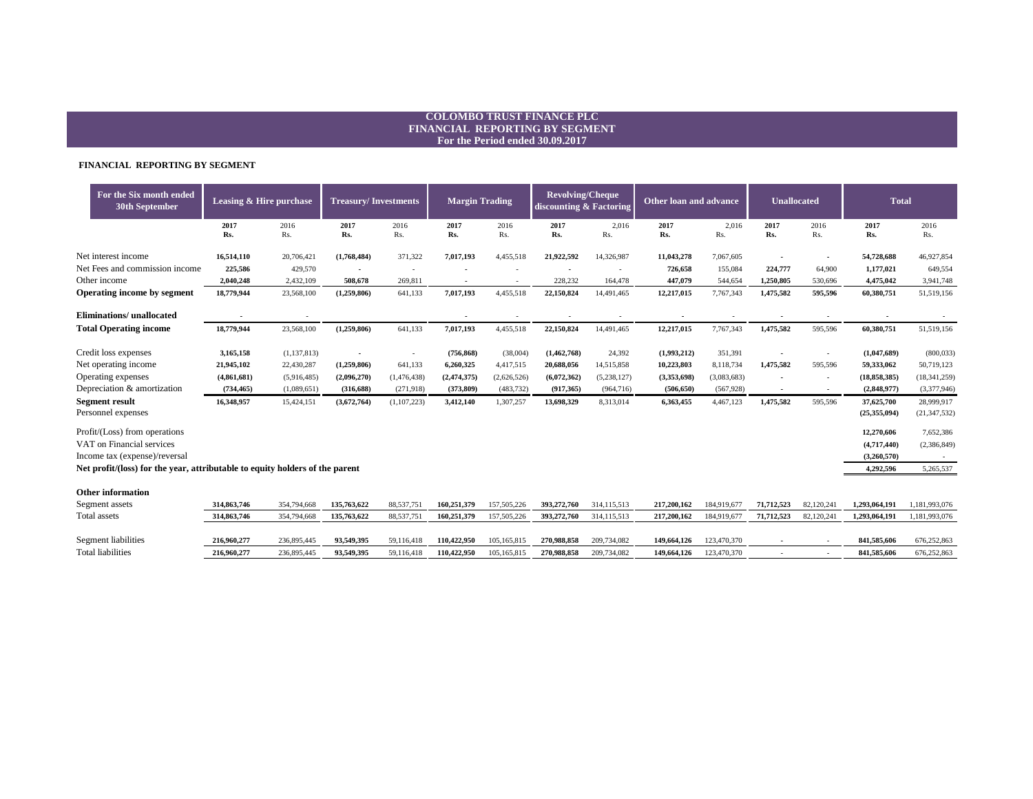# COLOMBO TRUST FINANCE PLC
# FINANCIAL REPORTING BY SEGMENT
# For the Period ended 30.09.2017

**FINANCIAL REPORTING BY SEGMENT**

| For the Six month ended 30th September | Leasing & Hire purchase | | Treasury/ Investments | | Margin Trading | | Revolving/Cheque discounting & Factoring | | Other loan and advance | | Unallocated | | Total | |
|---|---|---|---|---|---|---|---|---|---|---|---|---|---|---|
| | **2017 Rs.** | 2016 Rs. | **2017 Rs.** | 2016 Rs. | **2017 Rs.** | 2016 Rs. | **2017 Rs.** | 2,016 Rs. | **2017 Rs.** | 2,016 Rs. | **2017 Rs.** | 2016 Rs. | **2017 Rs.** | 2016 Rs. |
| Net interest income | **16,514,110** | 20,706,421 | **(1,768,484)** | 371,322 | **7,017,193** | 4,455,518 | **21,922,592** | 14,326,987 | **11,043,278** | 7,067,605 | **-** | - | **54,728,688** | 46,927,854 |
| Net Fees and commission income | **225,586** | 429,570 | **-** | - | **-** | - | **-** | - | **726,658** | 155,084 | **224,777** | 64,900 | **1,177,021** | 649,554 |
| Other income | **2,040,248** | 2,432,109 | **508,678** | 269,811 | **-** | - | 228,232 | 164,478 | **447,079** | 544,654 | **1,250,805** | 530,696 | **4,475,042** | 3,941,748 |
| **Operating income by segment** | **18,779,944** | 23,568,100 | **(1,259,806)** | 641,133 | **7,017,193** | 4,455,518 | **22,150,824** | 14,491,465 | **12,217,015** | 7,767,343 | **1,475,582** | 595,596 | **60,380,751** | 51,519,156 |
| **Eliminations/ unallocated** | **-** | - | | | **-** | - | **-** | - | **-** | - | **-** | - | **-** | - |
| **Total Operating income** | **18,779,944** | 23,568,100 | **(1,259,806)** | 641,133 | **7,017,193** | 4,455,518 | **22,150,824** | 14,491,465 | **12,217,015** | 7,767,343 | **1,475,582** | 595,596 | **60,380,751** | 51,519,156 |
| Credit loss expenses | **3,165,158** | (1,137,813) | **-** | - | **(756,868)** | (38,004) | **(1,462,768)** | 24,392 | **(1,993,212)** | 351,391 | **-** | - | **(1,047,689)** | (800,033) |
| Net operating income | **21,945,102** | 22,430,287 | **(1,259,806)** | 641,133 | **6,260,325** | 4,417,515 | **20,688,056** | 14,515,858 | **10,223,803** | 8,118,734 | **1,475,582** | 595,596 | **59,333,062** | 50,719,123 |
| Operating expenses | **(4,861,681)** | (5,916,485) | **(2,096,270)** | (1,476,438) | **(2,474,375)** | (2,626,526) | **(6,072,362)** | (5,238,127) | **(3,353,698)** | (3,083,683) | **-** | - | **(18,858,385)** | (18,341,259) |
| Depreciation & amortization | **(734,465)** | (1,089,651) | **(316,688)** | (271,918) | **(373,809)** | (483,732) | **(917,365)** | (964,716) | **(506,650)** | (567,928) | **-** | - | **(2,848,977)** | (3,377,946) |
| **Segment result** | **16,348,957** | 15,424,151 | **(3,672,764)** | (1,107,223) | **3,412,140** | 1,307,257 | **13,698,329** | 8,313,014 | **6,363,455** | 4,467,123 | **1,475,582** | 595,596 | **37,625,700** | 28,999,917 |
| Personnel expenses | | | | | | | | | | | | | **(25,355,094)** | (21,347,532) |
| Profit/(Loss) from operations | | | | | | | | | | | | | **12,270,606** | 7,652,386 |
| VAT on Financial services | | | | | | | | | | | | | **(4,717,440)** | (2,386,849) |
| Income tax (expense)/reversal | | | | | | | | | | | | | **(3,260,570)** | - |
| **Net profit/(loss) for the year, attributable to equity holders of the parent** | | | | | | | | | | | | | **4,292,596** | 5,265,537 |
| **Other information** | | | | | | | | | | | | | | |
| Segment assets | **314,863,746** | 354,794,668 | **135,763,622** | 88,537,751 | **160,251,379** | 157,505,226 | **393,272,760** | 314,115,513 | **217,200,162** | 184,919,677 | **71,712,523** | 82,120,241 | **1,293,064,191** | 1,181,993,076 |
| Total assets | **314,863,746** | 354,794,668 | **135,763,622** | 88,537,751 | **160,251,379** | 157,505,226 | **393,272,760** | 314,115,513 | **217,200,162** | 184,919,677 | **71,712,523** | 82,120,241 | **1,293,064,191** | 1,181,993,076 |
| Segment liabilities | **216,960,277** | 236,895,445 | **93,549,395** | 59,116,418 | **110,422,950** | 105,165,815 | **270,988,858** | 209,734,082 | **149,664,126** | 123,470,370 | **-** | - | **841,585,606** | 676,252,863 |
| Total liabilities | **216,960,277** | 236,895,445 | **93,549,395** | 59,116,418 | **110,422,950** | 105,165,815 | **270,988,858** | 209,734,082 | **149,664,126** | 123,470,370 | **-** | - | **841,585,606** | 676,252,863 |